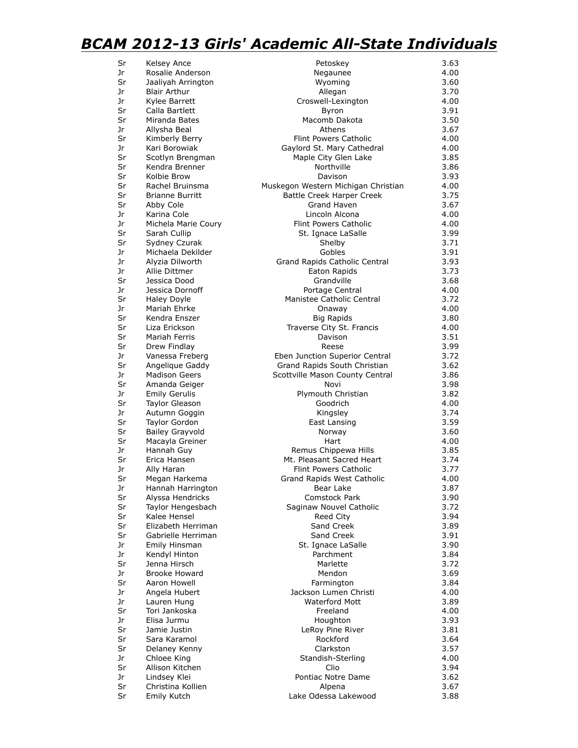# *BCAM 2012-13 Girls' Academic All-State Individuals*

| | | | |
|---|---|---|---|
| Sr | Kelsey Ance | Petoskey | 3.63 |
| Jr | Rosalie Anderson | Negaunee | 4.00 |
| Sr | Jaaliyah Arrington | Wyoming | 3.60 |
| Jr | Blair Arthur | Allegan | 3.70 |
| Jr | Kylee Barrett | Croswell-Lexington | 4.00 |
| Sr | Calla Bartlett | Byron | 3.91 |
| Sr | Miranda Bates | Macomb Dakota | 3.50 |
| Jr | Allysha Beal | Athens | 3.67 |
| Sr | Kimberly Berry | Flint Powers Catholic | 4.00 |
| Jr | Kari Borowiak | Gaylord St. Mary Cathedral | 4.00 |
| Sr | Scotlyn Brengman | Maple City Glen Lake | 3.85 |
| Sr | Kendra Brenner | Northville | 3.86 |
| Sr | Kolbie Brow | Davison | 3.93 |
| Sr | Rachel Bruinsma | Muskegon Western Michigan Christian | 4.00 |
| Sr | Brianne Burritt | Battle Creek Harper Creek | 3.75 |
| Sr | Abby Cole | Grand Haven | 3.67 |
| Jr | Karina Cole | Lincoln Alcona | 4.00 |
| Jr | Michela Marie Coury | Flint Powers Catholic | 4.00 |
| Sr | Sarah Cullip | St. Ignace LaSalle | 3.99 |
| Sr | Sydney Czurak | Shelby | 3.71 |
| Jr | Michaela Dekilder | Gobles | 3.91 |
| Jr | Alyzia Dilworth | Grand Rapids Catholic Central | 3.93 |
| Jr | Allie Dittmer | Eaton Rapids | 3.73 |
| Sr | Jessica Dood | Grandville | 3.68 |
| Jr | Jessica Dornoff | Portage Central | 4.00 |
| Sr | Haley Doyle | Manistee Catholic Central | 3.72 |
| Jr | Mariah Ehrke | Onaway | 4.00 |
| Sr | Kendra Enszer | Big Rapids | 3.80 |
| Sr | Liza Erickson | Traverse City St. Francis | 4.00 |
| Sr | Mariah Ferris | Davison | 3.51 |
| Sr | Drew Findlay | Reese | 3.99 |
| Jr | Vanessa Freberg | Eben Junction Superior Central | 3.72 |
| Sr | Angelique Gaddy | Grand Rapids South Christian | 3.62 |
| Jr | Madison Geers | Scottville Mason County Central | 3.86 |
| Sr | Amanda Geiger | Novi | 3.98 |
| Jr | Emily Gerulis | Plymouth Christian | 3.82 |
| Sr | Taylor Gleason | Goodrich | 4.00 |
| Jr | Autumn Goggin | Kingsley | 3.74 |
| Sr | Taylor Gordon | East Lansing | 3.59 |
| Sr | Bailey Grayvold | Norway | 3.60 |
| Sr | Macayla Greiner | Hart | 4.00 |
| Jr | Hannah Guy | Remus Chippewa Hills | 3.85 |
| Sr | Erica Hansen | Mt. Pleasant Sacred Heart | 3.74 |
| Jr | Ally Haran | Flint Powers Catholic | 3.77 |
| Sr | Megan Harkema | Grand Rapids West Catholic | 4.00 |
| Jr | Hannah Harrington | Bear Lake | 3.87 |
| Sr | Alyssa Hendricks | Comstock Park | 3.90 |
| Sr | Taylor Hengesbach | Saginaw Nouvel Catholic | 3.72 |
| Sr | Kalee Hensel | Reed City | 3.94 |
| Sr | Elizabeth Herriman | Sand Creek | 3.89 |
| Sr | Gabrielle Herriman | Sand Creek | 3.91 |
| Jr | Emily Hinsman | St. Ignace LaSalle | 3.90 |
| Jr | Kendyl Hinton | Parchment | 3.84 |
| Sr | Jenna Hirsch | Marlette | 3.72 |
| Jr | Brooke Howard | Mendon | 3.69 |
| Sr | Aaron Howell | Farmington | 3.84 |
| Jr | Angela Hubert | Jackson Lumen Christi | 4.00 |
| Jr | Lauren Hung | Waterford Mott | 3.89 |
| Sr | Tori Jankoska | Freeland | 4.00 |
| Jr | Elisa Jurmu | Houghton | 3.93 |
| Sr | Jamie Justin | LeRoy Pine River | 3.81 |
| Sr | Sara Karamol | Rockford | 3.64 |
| Sr | Delaney Kenny | Clarkston | 3.57 |
| Jr | Chloee King | Standish-Sterling | 4.00 |
| Sr | Allison Kitchen | Clio | 3.94 |
| Jr | Lindsey Klei | Pontiac Notre Dame | 3.62 |
| Sr | Christina Kollien | Alpena | 3.67 |
| Sr | Emily Kutch | Lake Odessa Lakewood | 3.88 |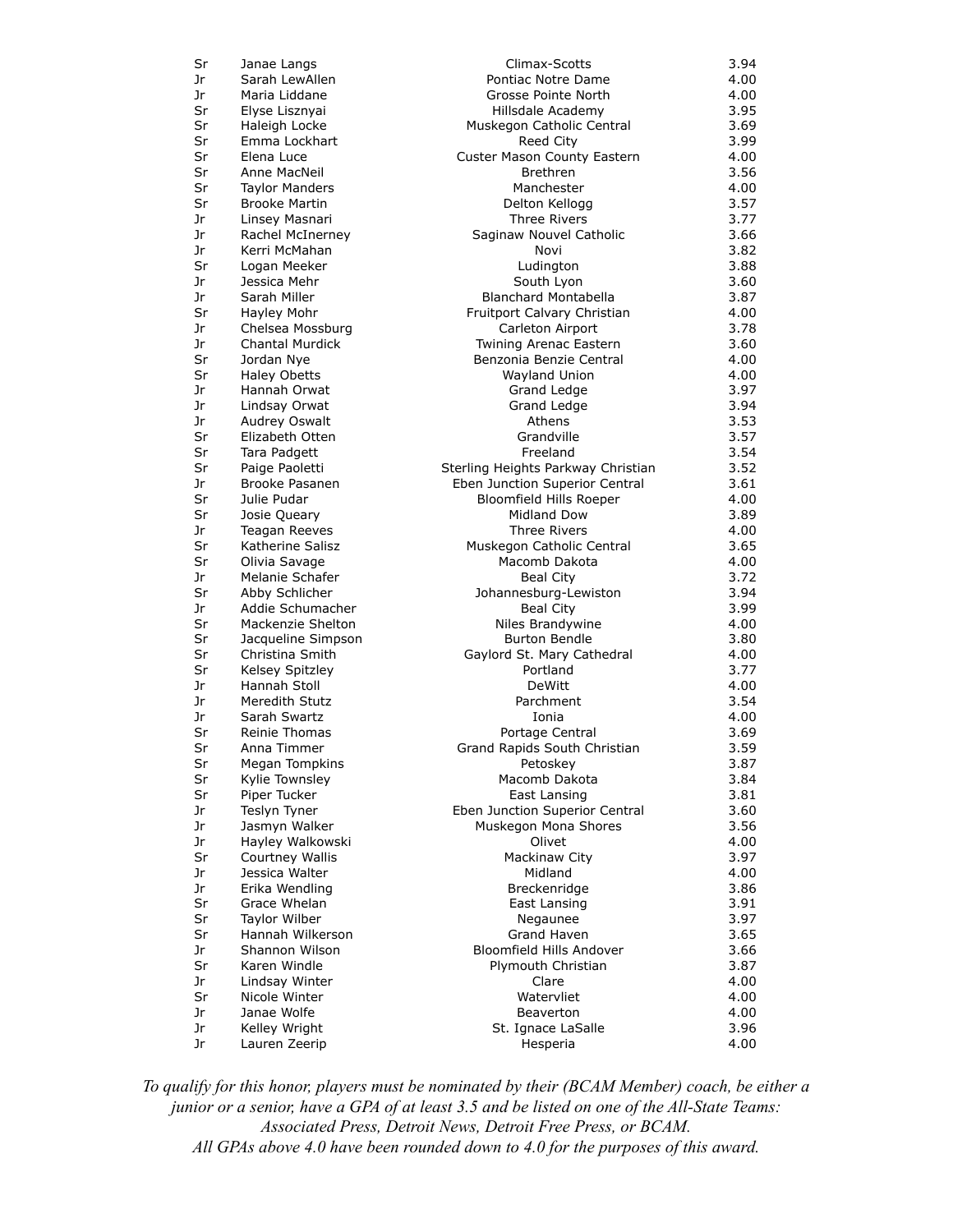| | | | |
|---|---|---|---|
| Sr | Janae Langs | Climax-Scotts | 3.94 |
| Jr | Sarah LewAllen | Pontiac Notre Dame | 4.00 |
| Jr | Maria Liddane | Grosse Pointe North | 4.00 |
| Sr | Elyse Lisznyai | Hillsdale Academy | 3.95 |
| Sr | Haleigh Locke | Muskegon Catholic Central | 3.69 |
| Sr | Emma Lockhart | Reed City | 3.99 |
| Sr | Elena Luce | Custer Mason County Eastern | 4.00 |
| Sr | Anne MacNeil | Brethren | 3.56 |
| Sr | Taylor Manders | Manchester | 4.00 |
| Sr | Brooke Martin | Delton Kellogg | 3.57 |
| Jr | Linsey Masnari | Three Rivers | 3.77 |
| Jr | Rachel McInerney | Saginaw Nouvel Catholic | 3.66 |
| Jr | Kerri McMahan | Novi | 3.82 |
| Sr | Logan Meeker | Ludington | 3.88 |
| Jr | Jessica Mehr | South Lyon | 3.60 |
| Jr | Sarah Miller | Blanchard Montabella | 3.87 |
| Sr | Hayley Mohr | Fruitport Calvary Christian | 4.00 |
| Jr | Chelsea Mossburg | Carleton Airport | 3.78 |
| Jr | Chantal Murdick | Twining Arenac Eastern | 3.60 |
| Sr | Jordan Nye | Benzonia Benzie Central | 4.00 |
| Sr | Haley Obetts | Wayland Union | 4.00 |
| Jr | Hannah Orwat | Grand Ledge | 3.97 |
| Jr | Lindsay Orwat | Grand Ledge | 3.94 |
| Jr | Audrey Oswalt | Athens | 3.53 |
| Sr | Elizabeth Otten | Grandville | 3.57 |
| Sr | Tara Padgett | Freeland | 3.54 |
| Sr | Paige Paoletti | Sterling Heights Parkway Christian | 3.52 |
| Jr | Brooke Pasanen | Eben Junction Superior Central | 3.61 |
| Sr | Julie Pudar | Bloomfield Hills Roeper | 4.00 |
| Sr | Josie Queary | Midland Dow | 3.89 |
| Jr | Teagan Reeves | Three Rivers | 4.00 |
| Sr | Katherine Salisz | Muskegon Catholic Central | 3.65 |
| Sr | Olivia Savage | Macomb Dakota | 4.00 |
| Jr | Melanie Schafer | Beal City | 3.72 |
| Sr | Abby Schlicher | Johannesburg-Lewiston | 3.94 |
| Jr | Addie Schumacher | Beal City | 3.99 |
| Sr | Mackenzie Shelton | Niles Brandywine | 4.00 |
| Sr | Jacqueline Simpson | Burton Bendle | 3.80 |
| Sr | Christina Smith | Gaylord St. Mary Cathedral | 4.00 |
| Sr | Kelsey Spitzley | Portland | 3.77 |
| Jr | Hannah Stoll | DeWitt | 4.00 |
| Jr | Meredith Stutz | Parchment | 3.54 |
| Jr | Sarah Swartz | Ionia | 4.00 |
| Sr | Reinie Thomas | Portage Central | 3.69 |
| Sr | Anna Timmer | Grand Rapids South Christian | 3.59 |
| Sr | Megan Tompkins | Petoskey | 3.87 |
| Sr | Kylie Townsley | Macomb Dakota | 3.84 |
| Sr | Piper Tucker | East Lansing | 3.81 |
| Jr | Teslyn Tyner | Eben Junction Superior Central | 3.60 |
| Jr | Jasmyn Walker | Muskegon Mona Shores | 3.56 |
| Jr | Hayley Walkowski | Olivet | 4.00 |
| Sr | Courtney Wallis | Mackinaw City | 3.97 |
| Jr | Jessica Walter | Midland | 4.00 |
| Jr | Erika Wendling | Breckenridge | 3.86 |
| Sr | Grace Whelan | East Lansing | 3.91 |
| Sr | Taylor Wilber | Negaunee | 3.97 |
| Sr | Hannah Wilkerson | Grand Haven | 3.65 |
| Jr | Shannon Wilson | Bloomfield Hills Andover | 3.66 |
| Sr | Karen Windle | Plymouth Christian | 3.87 |
| Jr | Lindsay Winter | Clare | 4.00 |
| Sr | Nicole Winter | Watervliet | 4.00 |
| Jr | Janae Wolfe | Beaverton | 4.00 |
| Jr | Kelley Wright | St. Ignace LaSalle | 3.96 |
| Jr | Lauren Zeerip | Hesperia | 4.00 |

*To qualify for this honor, players must be nominated by their (BCAM Member) coach, be either a junior or a senior, have a GPA of at least 3.5 and be listed on one of the All-State Teams: Associated Press, Detroit News, Detroit Free Press, or BCAM.*

*All GPAs above 4.0 have been rounded down to 4.0 for the purposes of this award.*